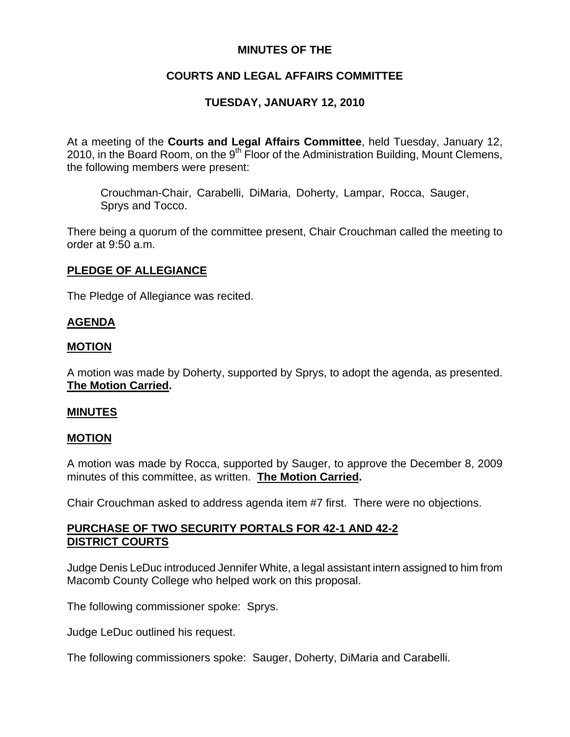**MINUTES OF THE**

**COURTS AND LEGAL AFFAIRS COMMITTEE**

**TUESDAY, JANUARY 12, 2010**

At a meeting of the **Courts and Legal Affairs Committee**, held Tuesday, January 12, 2010, in the Board Room, on the 9th Floor of the Administration Building, Mount Clemens, the following members were present:

> Crouchman-Chair, Carabelli, DiMaria, Doherty, Lampar, Rocca, Sauger, Sprys and Tocco.

There being a quorum of the committee present, Chair Crouchman called the meeting to order at 9:50 a.m.

## PLEDGE OF ALLEGIANCE

The Pledge of Allegiance was recited.

## AGENDA

## MOTION

A motion was made by Doherty, supported by Sprys, to adopt the agenda, as presented. **The Motion Carried.**

## MINUTES

## MOTION

A motion was made by Rocca, supported by Sauger, to approve the December 8, 2009 minutes of this committee, as written. **The Motion Carried.**

Chair Crouchman asked to address agenda item #7 first. There were no objections.

## PURCHASE OF TWO SECURITY PORTALS FOR 42-1 AND 42-2 DISTRICT COURTS

Judge Denis LeDuc introduced Jennifer White, a legal assistant intern assigned to him from Macomb County College who helped work on this proposal.

The following commissioner spoke: Sprys.

Judge LeDuc outlined his request.

The following commissioners spoke: Sauger, Doherty, DiMaria and Carabelli.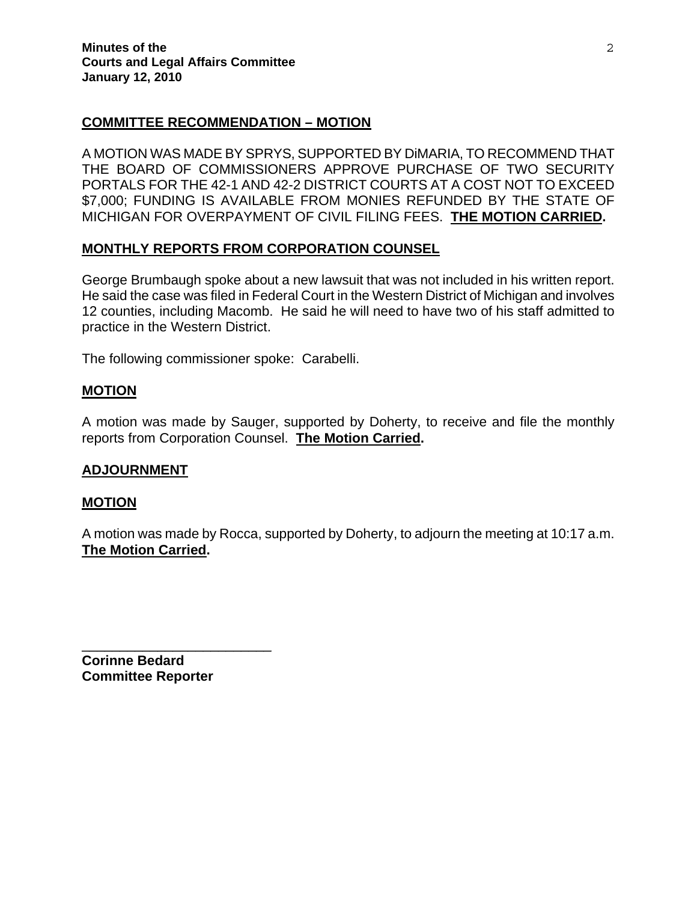## COMMITTEE RECOMMENDATION – MOTION

A MOTION WAS MADE BY SPRYS, SUPPORTED BY DiMARIA, TO RECOMMEND THAT THE BOARD OF COMMISSIONERS APPROVE PURCHASE OF TWO SECURITY PORTALS FOR THE 42-1 AND 42-2 DISTRICT COURTS AT A COST NOT TO EXCEED $7,000; FUNDING IS AVAILABLE FROM MONIES REFUNDED BY THE STATE OF MICHIGAN FOR OVERPAYMENT OF CIVIL FILING FEES. **THE MOTION CARRIED.**

## MONTHLY REPORTS FROM CORPORATION COUNSEL

George Brumbaugh spoke about a new lawsuit that was not included in his written report. He said the case was filed in Federal Court in the Western District of Michigan and involves 12 counties, including Macomb. He said he will need to have two of his staff admitted to practice in the Western District.

The following commissioner spoke: Carabelli.

## MOTION

A motion was made by Sauger, supported by Doherty, to receive and file the monthly reports from Corporation Counsel. **The Motion Carried.**

## ADJOURNMENT

## MOTION

A motion was made by Rocca, supported by Doherty, to adjourn the meeting at 10:17 a.m. **The Motion Carried.**

\_\_\_\_\_\_\_\_\_\_\_\_\_\_\_\_\_\_\_\_\_\_\_\_\_\_

**Corinne Bedard**
**Committee Reporter**